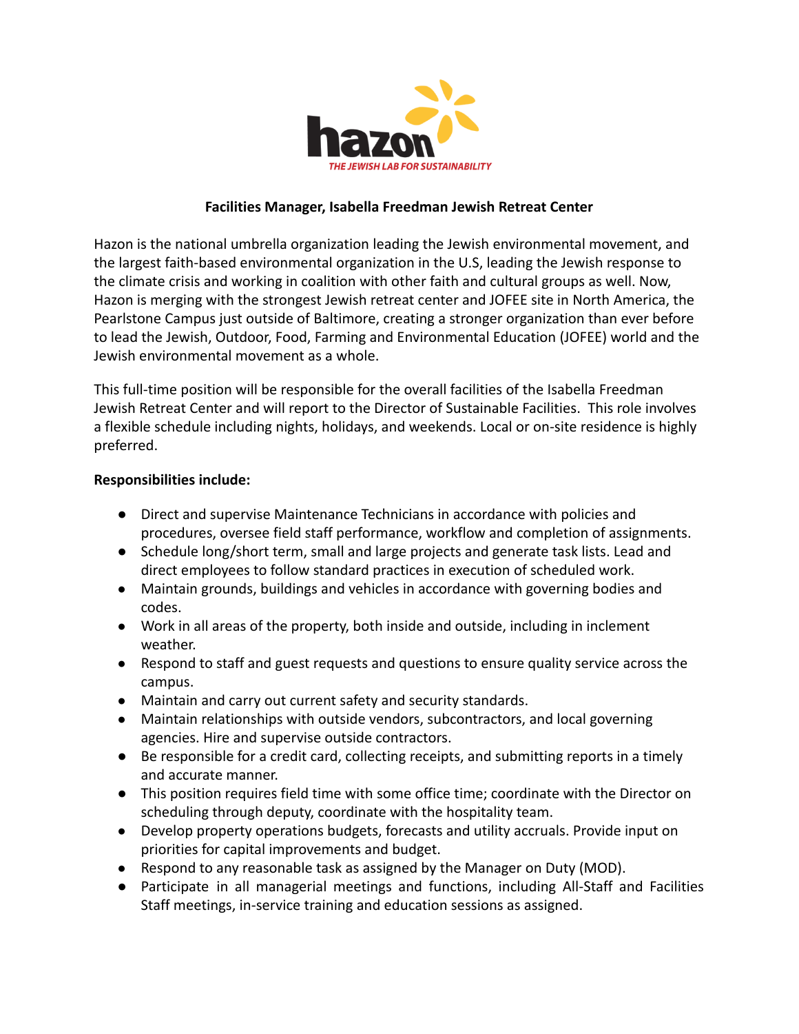hazon

THE JEWISH LAB FOR SUSTAINABILITY

## Facilities Manager, Isabella Freedman Jewish Retreat Center

Hazon is the national umbrella organization leading the Jewish environmental movement, and the largest faith-based environmental organization in the U.S, leading the Jewish response to the climate crisis and working in coalition with other faith and cultural groups as well. Now, Hazon is merging with the strongest Jewish retreat center and JOFEE site in North America, the Pearlstone Campus just outside of Baltimore, creating a stronger organization than ever before to lead the Jewish, Outdoor, Food, Farming and Environmental Education (JOFEE) world and the Jewish environmental movement as a whole.

This full-time position will be responsible for the overall facilities of the Isabella Freedman Jewish Retreat Center and will report to the Director of Sustainable Facilities. This role involves a flexible schedule including nights, holidays, and weekends. Local or on-site residence is highly preferred.

**Responsibilities include:**

- Direct and supervise Maintenance Technicians in accordance with policies and procedures, oversee field staff performance, workflow and completion of assignments.
- Schedule long/short term, small and large projects and generate task lists. Lead and direct employees to follow standard practices in execution of scheduled work.
- Maintain grounds, buildings and vehicles in accordance with governing bodies and codes.
- Work in all areas of the property, both inside and outside, including in inclement weather.
- Respond to staff and guest requests and questions to ensure quality service across the campus.
- Maintain and carry out current safety and security standards.
- Maintain relationships with outside vendors, subcontractors, and local governing agencies. Hire and supervise outside contractors.
- Be responsible for a credit card, collecting receipts, and submitting reports in a timely and accurate manner.
- This position requires field time with some office time; coordinate with the Director on scheduling through deputy, coordinate with the hospitality team.
- Develop property operations budgets, forecasts and utility accruals. Provide input on priorities for capital improvements and budget.
- Respond to any reasonable task as assigned by the Manager on Duty (MOD).
- Participate in all managerial meetings and functions, including All-Staff and Facilities Staff meetings, in-service training and education sessions as assigned.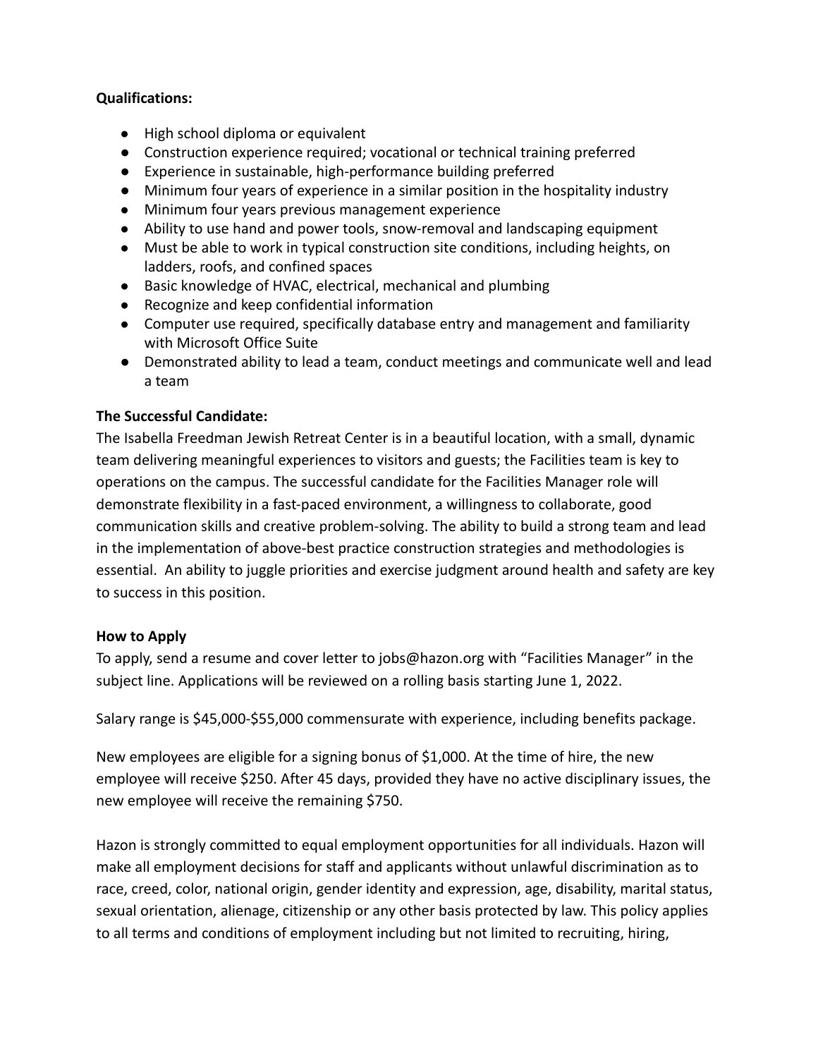**Qualifications:**

- High school diploma or equivalent
- Construction experience required; vocational or technical training preferred
- Experience in sustainable, high-performance building preferred
- Minimum four years of experience in a similar position in the hospitality industry
- Minimum four years previous management experience
- Ability to use hand and power tools, snow-removal and landscaping equipment
- Must be able to work in typical construction site conditions, including heights, on ladders, roofs, and confined spaces
- Basic knowledge of HVAC, electrical, mechanical and plumbing
- Recognize and keep confidential information
- Computer use required, specifically database entry and management and familiarity with Microsoft Office Suite
- Demonstrated ability to lead a team, conduct meetings and communicate well and lead a team

**The Successful Candidate:**

The Isabella Freedman Jewish Retreat Center is in a beautiful location, with a small, dynamic team delivering meaningful experiences to visitors and guests; the Facilities team is key to operations on the campus. The successful candidate for the Facilities Manager role will demonstrate flexibility in a fast-paced environment, a willingness to collaborate, good communication skills and creative problem-solving. The ability to build a strong team and lead in the implementation of above-best practice construction strategies and methodologies is essential. An ability to juggle priorities and exercise judgment around health and safety are key to success in this position.

**How to Apply**

To apply, send a resume and cover letter to jobs@hazon.org with "Facilities Manager" in the subject line. Applications will be reviewed on a rolling basis starting June 1, 2022.

Salary range is $45,000-$55,000 commensurate with experience, including benefits package.

New employees are eligible for a signing bonus of $1,000. At the time of hire, the new employee will receive $250. After 45 days, provided they have no active disciplinary issues, the new employee will receive the remaining $750.

Hazon is strongly committed to equal employment opportunities for all individuals. Hazon will make all employment decisions for staff and applicants without unlawful discrimination as to race, creed, color, national origin, gender identity and expression, age, disability, marital status, sexual orientation, alienage, citizenship or any other basis protected by law. This policy applies to all terms and conditions of employment including but not limited to recruiting, hiring,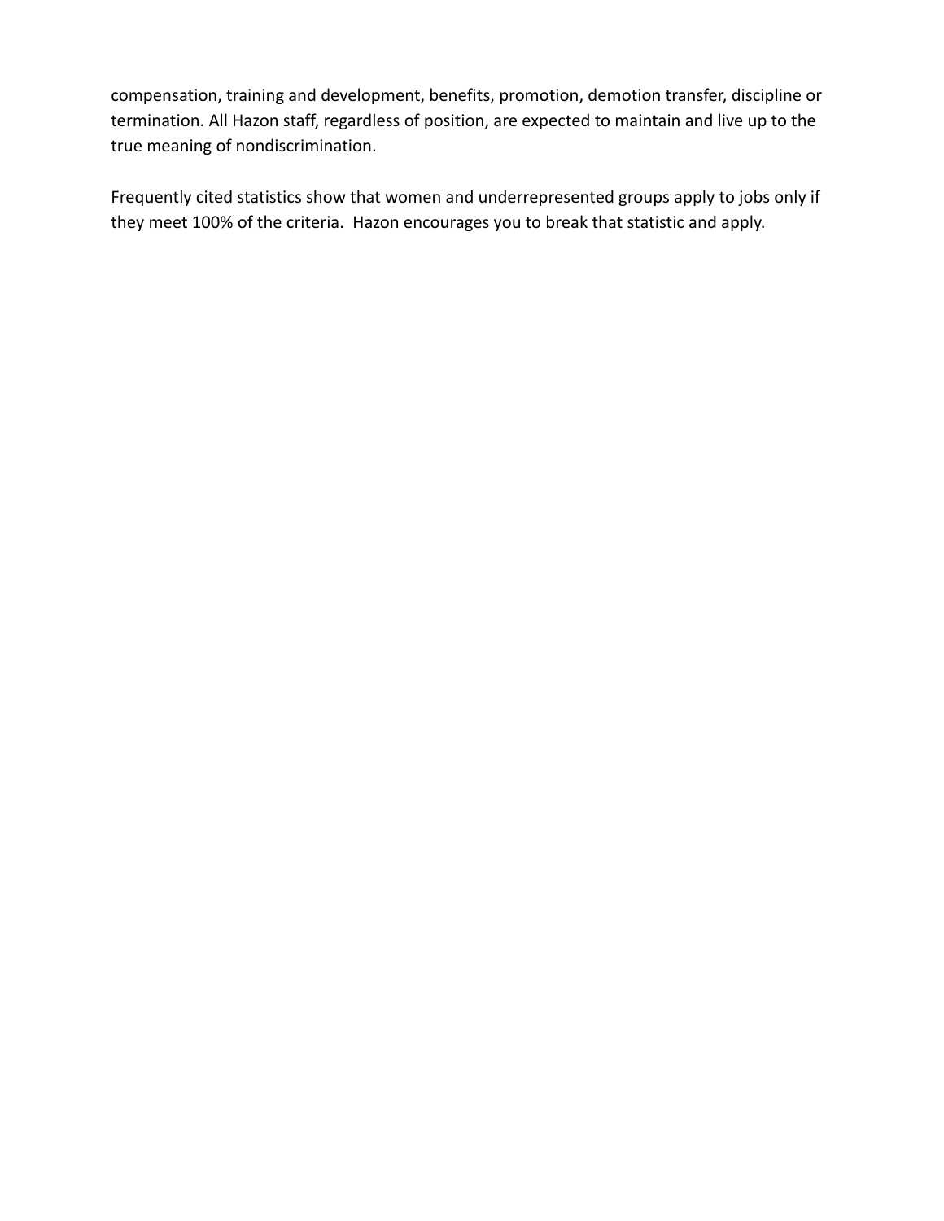compensation, training and development, benefits, promotion, demotion transfer, discipline or termination. All Hazon staff, regardless of position, are expected to maintain and live up to the true meaning of nondiscrimination.

Frequently cited statistics show that women and underrepresented groups apply to jobs only if they meet 100% of the criteria.  Hazon encourages you to break that statistic and apply.